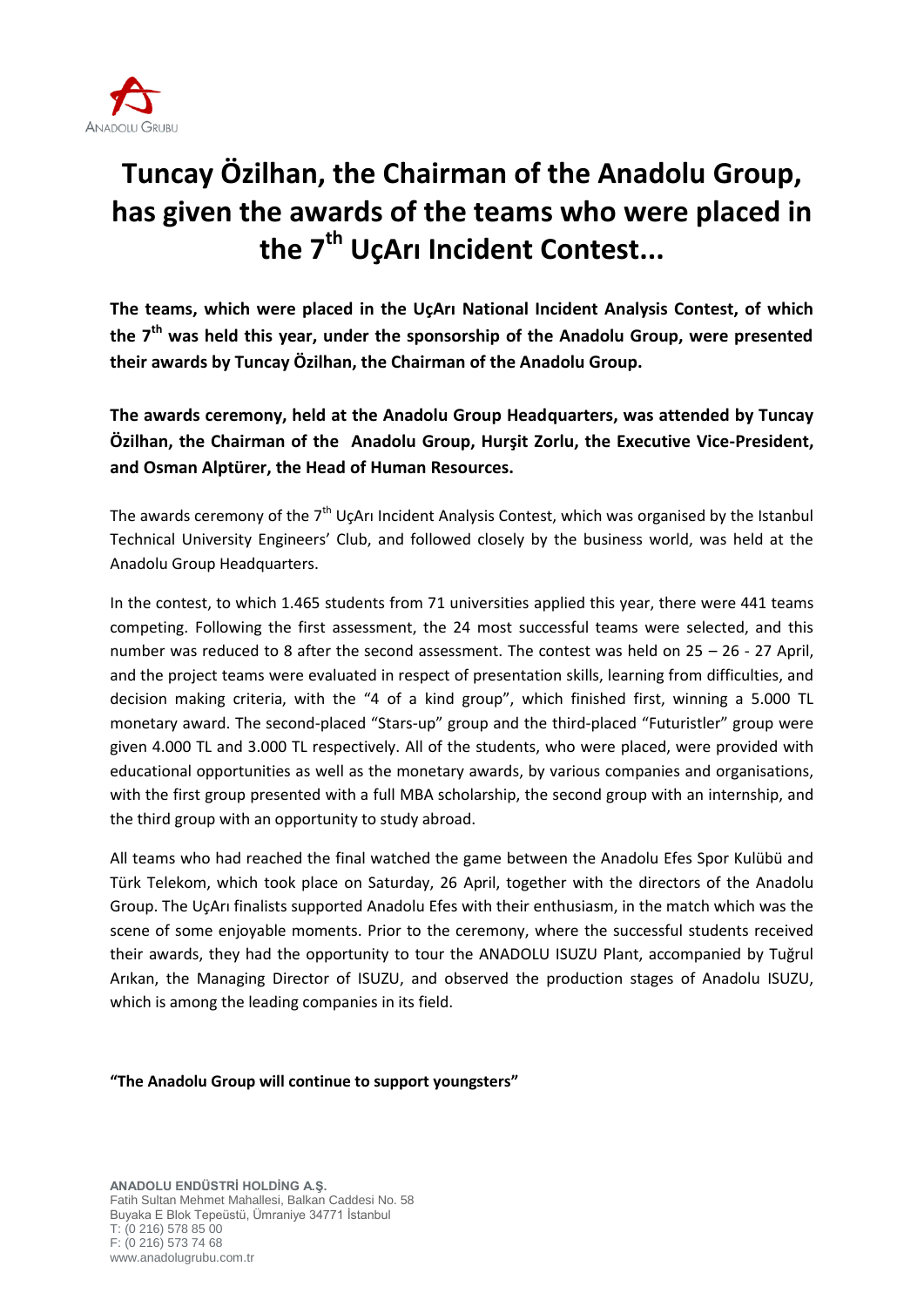# Tuncay Özilhan, the Chairman of the Anadolu Group, has given the awards of the teams who were placed in the 7th UçArı Incident Contest...

**The teams, which were placed in the UçArı National Incident Analysis Contest, of which the 7th was held this year, under the sponsorship of the Anadolu Group, were presented their awards by Tuncay Özilhan, the Chairman of the Anadolu Group.**

**The awards ceremony, held at the Anadolu Group Headquarters, was attended by Tuncay Özilhan, the Chairman of the Anadolu Group, Hurşit Zorlu, the Executive Vice-President, and Osman Alptürer, the Head of Human Resources.**

The awards ceremony of the 7th UçArı Incident Analysis Contest, which was organised by the Istanbul Technical University Engineers' Club, and followed closely by the business world, was held at the Anadolu Group Headquarters.

In the contest, to which 1.465 students from 71 universities applied this year, there were 441 teams competing. Following the first assessment, the 24 most successful teams were selected, and this number was reduced to 8 after the second assessment. The contest was held on 25 – 26 - 27 April, and the project teams were evaluated in respect of presentation skills, learning from difficulties, and decision making criteria, with the "4 of a kind group", which finished first, winning a 5.000 TL monetary award. The second-placed "Stars-up" group and the third-placed "Futuristler" group were given 4.000 TL and 3.000 TL respectively. All of the students, who were placed, were provided with educational opportunities as well as the monetary awards, by various companies and organisations, with the first group presented with a full MBA scholarship, the second group with an internship, and the third group with an opportunity to study abroad.

All teams who had reached the final watched the game between the Anadolu Efes Spor Kulübü and Türk Telekom, which took place on Saturday, 26 April, together with the directors of the Anadolu Group. The UçArı finalists supported Anadolu Efes with their enthusiasm, in the match which was the scene of some enjoyable moments. Prior to the ceremony, where the successful students received their awards, they had the opportunity to tour the ANADOLU ISUZU Plant, accompanied by Tuğrul Arıkan, the Managing Director of ISUZU, and observed the production stages of Anadolu ISUZU, which is among the leading companies in its field.

**"The Anadolu Group will continue to support youngsters"**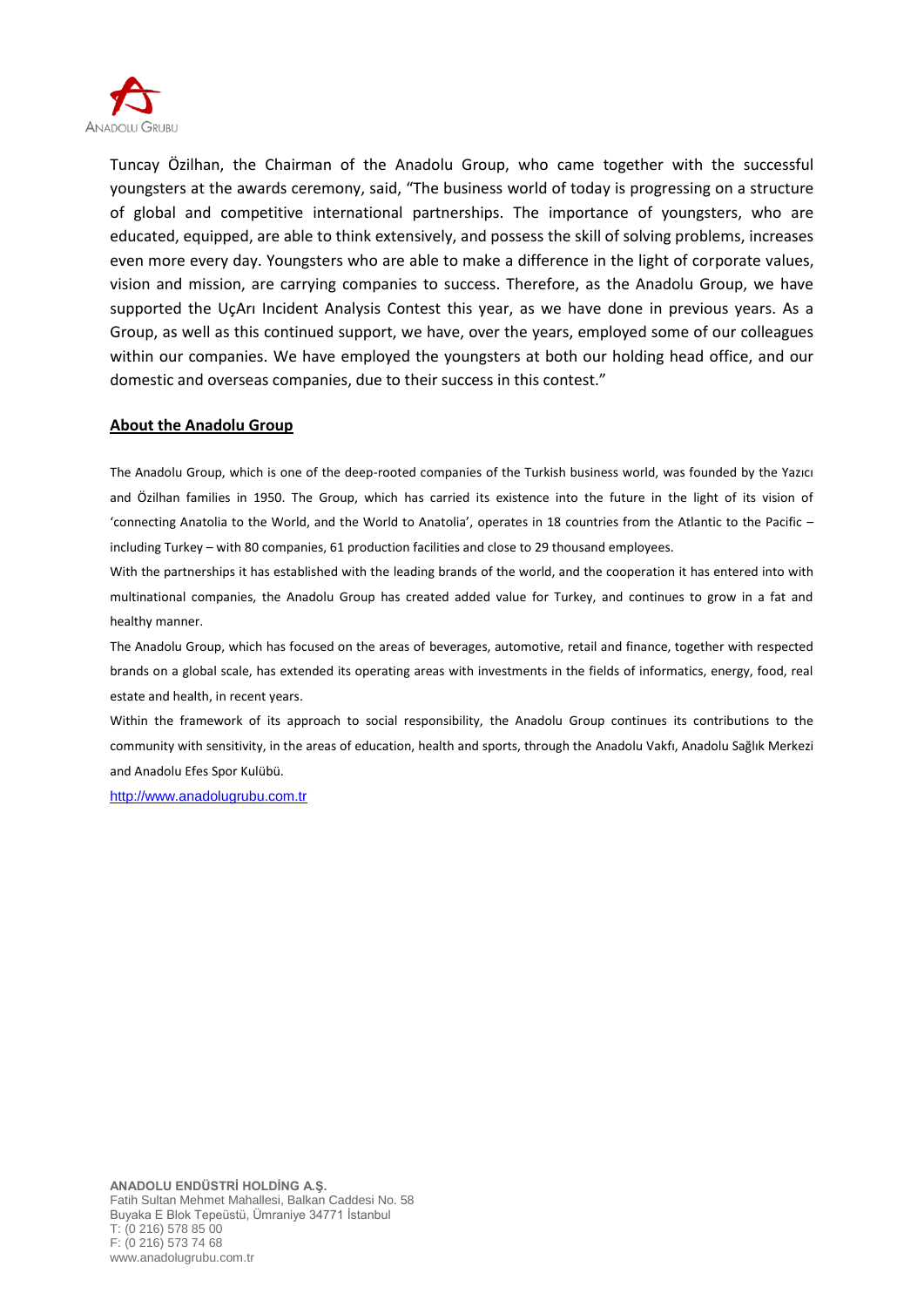Tuncay Özilhan, the Chairman of the Anadolu Group, who came together with the successful youngsters at the awards ceremony, said, "The business world of today is progressing on a structure of global and competitive international partnerships. The importance of youngsters, who are educated, equipped, are able to think extensively, and possess the skill of solving problems, increases even more every day. Youngsters who are able to make a difference in the light of corporate values, vision and mission, are carrying companies to success. Therefore, as the Anadolu Group, we have supported the UçArı Incident Analysis Contest this year, as we have done in previous years. As a Group, as well as this continued support, we have, over the years, employed some of our colleagues within our companies. We have employed the youngsters at both our holding head office, and our domestic and overseas companies, due to their success in this contest."

## About the Anadolu Group

The Anadolu Group, which is one of the deep-rooted companies of the Turkish business world, was founded by the Yazıcı and Özilhan families in 1950. The Group, which has carried its existence into the future in the light of its vision of 'connecting Anatolia to the World, and the World to Anatolia', operates in 18 countries from the Atlantic to the Pacific – including Turkey – with 80 companies, 61 production facilities and close to 29 thousand employees.

With the partnerships it has established with the leading brands of the world, and the cooperation it has entered into with multinational companies, the Anadolu Group has created added value for Turkey, and continues to grow in a fat and healthy manner.

The Anadolu Group, which has focused on the areas of beverages, automotive, retail and finance, together with respected brands on a global scale, has extended its operating areas with investments in the fields of informatics, energy, food, real estate and health, in recent years.

Within the framework of its approach to social responsibility, the Anadolu Group continues its contributions to the community with sensitivity, in the areas of education, health and sports, through the Anadolu Vakfı, Anadolu Sağlık Merkezi and Anadolu Efes Spor Kulübü.

http://www.anadolugrubu.com.tr

**ANADOLU ENDÜSTRİ HOLDİNG A.Ş.**
Fatih Sultan Mehmet Mahallesi, Balkan Caddesi No. 58
Buyaka E Blok Tepeüstü, Ümraniye 34771 İstanbul
T: (0 216) 578 85 00
F: (0 216) 573 74 68
www.anadolugrubu.com.tr